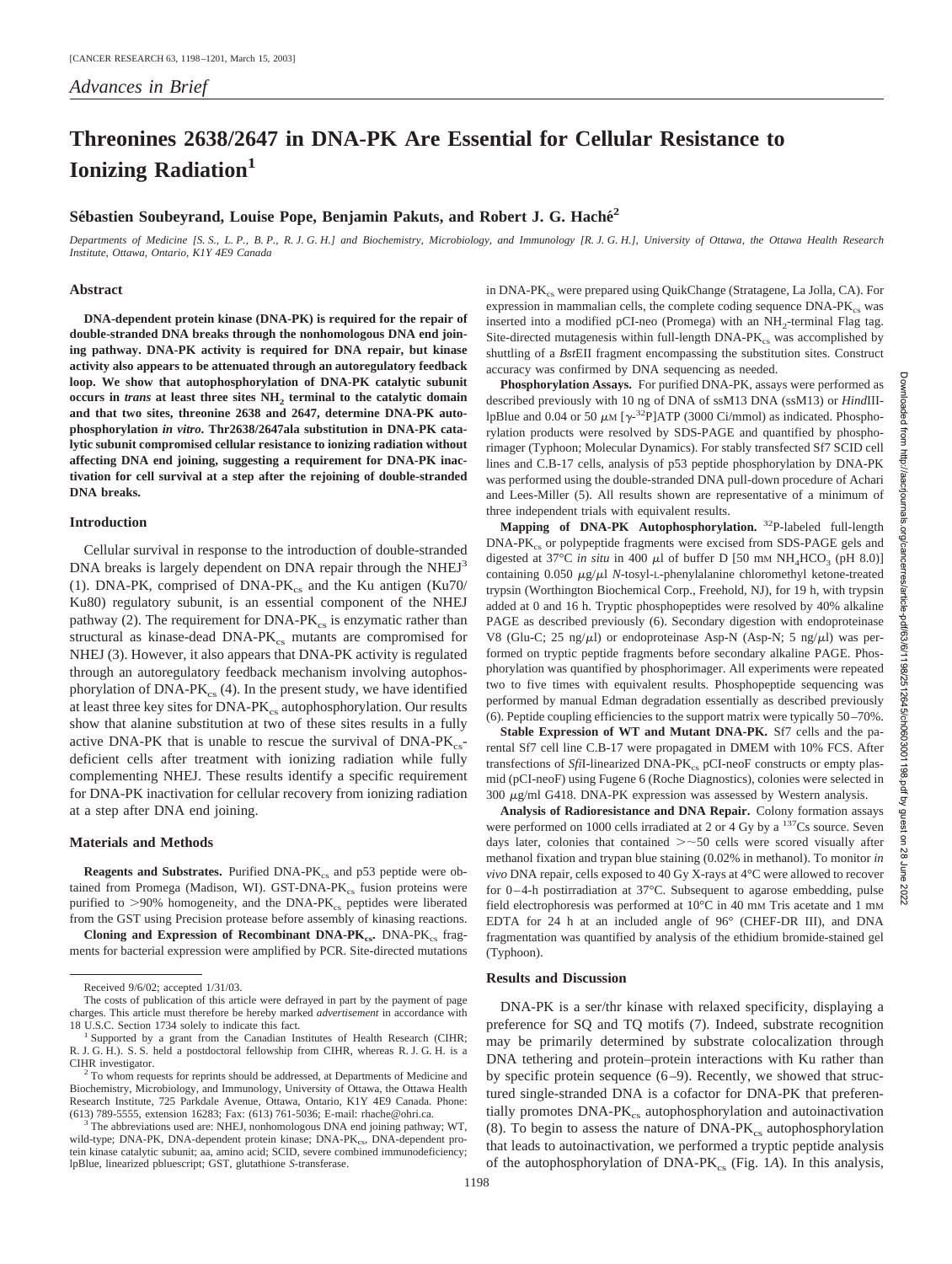*Advances in Brief*

# Threonines 2638/2647 in DNA-PK Are Essential for Cellular Resistance to Ionizing Radiation[1]

**Sébastien Soubeyrand, Louise Pope, Benjamin Pakuts, and Robert J. G. Haché[2]**

*Departments of Medicine [S. S., L. P., B. P., R. J. G. H.] and Biochemistry, Microbiology, and Immunology [R. J. G. H.], University of Ottawa, the Ottawa Health Research Institute, Ottawa, Ontario, K1Y 4E9 Canada*

## Abstract

**DNA-dependent protein kinase (DNA-PK) is required for the repair of double-stranded DNA breaks through the nonhomologous DNA end joining pathway. DNA-PK activity is required for DNA repair, but kinase activity also appears to be attenuated through an autoregulatory feedback loop. We show that autophosphorylation of DNA-PK catalytic subunit occurs in *trans* at least three sites $NH_2$ terminal to the catalytic domain and that two sites, threonine 2638 and 2647, determine DNA-PK autophosphorylation *in vitro*. Thr2638/2647ala substitution in DNA-PK catalytic subunit compromised cellular resistance to ionizing radiation without affecting DNA end joining, suggesting a requirement for DNA-PK inactivation for cell survival at a step after the rejoining of double-stranded DNA breaks.**

## Introduction

Cellular survival in response to the introduction of double-stranded DNA breaks is largely dependent on DNA repair through the NHEJ[3] (1). DNA-PK, comprised of DNA-$PK_{cs}$ and the Ku antigen (Ku70/Ku80) regulatory subunit, is an essential component of the NHEJ pathway (2). The requirement for DNA-$PK_{cs}$ is enzymatic rather than structural as kinase-dead DNA-$PK_{cs}$ mutants are compromised for NHEJ (3). However, it also appears that DNA-PK activity is regulated through an autoregulatory feedback mechanism involving autophosphorylation of DNA-$PK_{cs}$ (4). In the present study, we have identified at least three key sites for DNA-$PK_{cs}$ autophosphorylation. Our results show that alanine substitution at two of these sites results in a fully active DNA-PK that is unable to rescue the survival of DNA-$PK_{cs}$-deficient cells after treatment with ionizing radiation while fully complementing NHEJ. These results identify a specific requirement for DNA-PK inactivation for cellular recovery from ionizing radiation at a step after DNA end joining.

## Materials and Methods

**Reagents and Substrates.** Purified DNA-$PK_{cs}$ and p53 peptide were obtained from Promega (Madison, WI). GST-DNA-$PK_{cs}$ fusion proteins were purified to >90% homogeneity, and the DNA-$PK_{cs}$ peptides were liberated from the GST using Precision protease before assembly of kinasing reactions.

**Cloning and Expression of Recombinant DNA-$PK_{cs}$.** DNA-$PK_{cs}$ fragments for bacterial expression were amplified by PCR. Site-directed mutations in DNA-$PK_{cs}$ were prepared using QuikChange (Stratagene, La Jolla, CA). For expression in mammalian cells, the complete coding sequence DNA-$PK_{cs}$ was inserted into a modified pCI-neo (Promega) with an $NH_2$-terminal Flag tag. Site-directed mutagenesis within full-length DNA-$PK_{cs}$ was accomplished by shuttling of a *Bst*EII fragment encompassing the substitution sites. Construct accuracy was confirmed by DNA sequencing as needed.

**Phosphorylation Assays.** For purified DNA-PK, assays were performed as described previously with 10 ng of DNA of ssM13 DNA (ssM13) or *Hind*III-lpBlue and 0.04 or 50 $\mu$M [$\gamma$-$^{32}$P]ATP (3000 Ci/mmol) as indicated. Phosphorylation products were resolved by SDS-PAGE and quantified by phosphorimager (Typhoon; Molecular Dynamics). For stably transfected Sf7 SCID cell lines and C.B-17 cells, analysis of p53 peptide phosphorylation by DNA-PK was performed using the double-stranded DNA pull-down procedure of Achari and Lees-Miller (5). All results shown are representative of a minimum of three independent trials with equivalent results.

**Mapping of DNA-PK Autophosphorylation.** $^{32}$P-labeled full-length DNA-$PK_{cs}$ or polypeptide fragments were excised from SDS-PAGE gels and digested at 37°C *in situ* in 400 $\mu$l of buffer D [50 mM $NH_4HCO_3$ (pH 8.0)] containing 0.050 $\mu$g/$\mu$l *N*-tosyl-L-phenylalanine chloromethyl ketone-treated trypsin (Worthington Biochemical Corp., Freehold, NJ), for 19 h, with trypsin added at 0 and 16 h. Tryptic phosphopeptides were resolved by 40% alkaline PAGE as described previously (6). Secondary digestion with endoproteinase V8 (Glu-C; 25 ng/$\mu$l) or endoproteinase Asp-N (Asp-N; 5 ng/$\mu$l) was performed on tryptic peptide fragments before secondary alkaline PAGE. Phosphorylation was quantified by phosphorimager. All experiments were repeated two to five times with equivalent results. Phosphopeptide sequencing was performed by manual Edman degradation essentially as described previously (6). Peptide coupling efficiencies to the support matrix were typically 50–70%.

**Stable Expression of WT and Mutant DNA-PK.** Sf7 cells and the parental Sf7 cell line C.B-17 were propagated in DMEM with 10% FCS. After transfections of *Sfi*I-linearized DNA-$PK_{cs}$ pCI-neoF constructs or empty plasmid (pCI-neoF) using Fugene 6 (Roche Diagnostics), colonies were selected in 300 $\mu$g/ml G418. DNA-PK expression was assessed by Western analysis.

**Analysis of Radioresistance and DNA Repair.** Colony formation assays were performed on 1000 cells irradiated at 2 or 4 Gy by a $^{137}$Cs source. Seven days later, colonies that contained >~50 cells were scored visually after methanol fixation and trypan blue staining (0.02% in methanol). To monitor *in vivo* DNA repair, cells exposed to 40 Gy X-rays at 4°C were allowed to recover for 0–4-h postirradiation at 37°C. Subsequent to agarose embedding, pulse field electrophoresis was performed at 10°C in 40 mM Tris acetate and 1 mM EDTA for 24 h at an included angle of 96° (CHEF-DR III), and DNA fragmentation was quantified by analysis of the ethidium bromide-stained gel (Typhoon).

## Results and Discussion

DNA-PK is a ser/thr kinase with relaxed specificity, displaying a preference for SQ and TQ motifs (7). Indeed, substrate recognition may be primarily determined by substrate colocalization through DNA tethering and protein–protein interactions with Ku rather than by specific protein sequence (6–9). Recently, we showed that structured single-stranded DNA is a cofactor for DNA-PK that preferentially promotes DNA-$PK_{cs}$ autophosphorylation and autoinactivation (8). To begin to assess the nature of DNA-$PK_{cs}$ autophosphorylation that leads to autoinactivation, we performed a tryptic peptide analysis of the autophosphorylation of DNA-$PK_{cs}$ (Fig. 1*A*). In this analysis,

---

Received 9/6/02; accepted 1/31/03.

The costs of publication of this article were defrayed in part by the payment of page charges. This article must therefore be hereby marked *advertisement* in accordance with 18 U.S.C. Section 1734 solely to indicate this fact.

[1] Supported by a grant from the Canadian Institutes of Health Research (CIHR; R. J. G. H.). S. S. held a postdoctoral fellowship from CIHR, whereas R. J. G. H. is a CIHR investigator.

[2] To whom requests for reprints should be addressed, at Departments of Medicine and Biochemistry, Microbiology, and Immunology, University of Ottawa, the Ottawa Health Research Institute, 725 Parkdale Avenue, Ottawa, Ontario, K1Y 4E9 Canada. Phone: (613) 789-5555, extension 16283; Fax: (613) 761-5036; E-mail: rhache@ohri.ca.

[3] The abbreviations used are: NHEJ, nonhomologous DNA end joining pathway; WT, wild-type; DNA-PK, DNA-dependent protein kinase; DNA-$PK_{cs}$, DNA-dependent protein kinase catalytic subunit; aa, amino acid; SCID, severe combined immunodeficiency; lpBlue, linearized pbluescript; GST, glutathione *S*-transferase.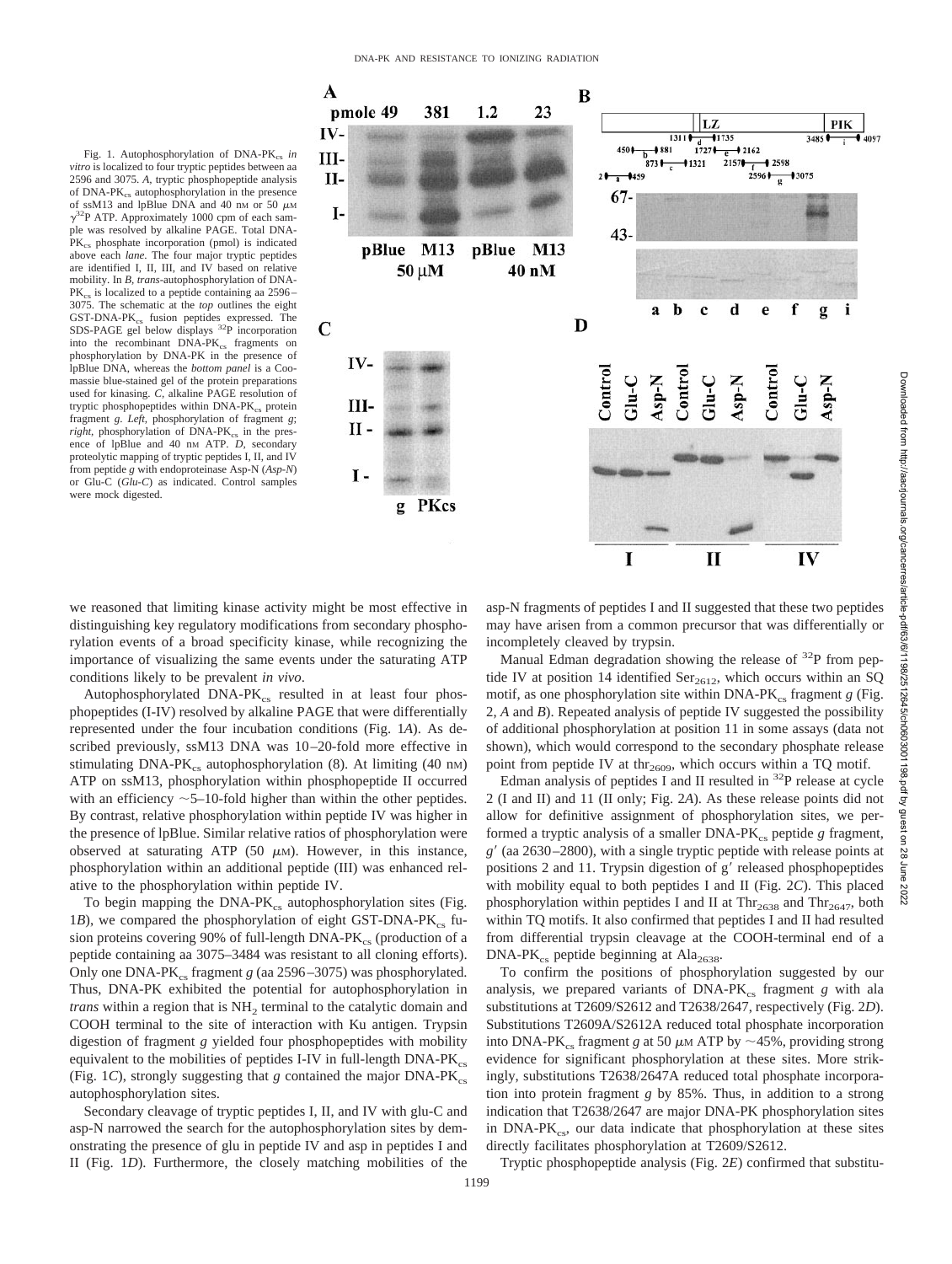Fig. 1. Autophosphorylation of DNA-$PK_{cs}$ *in vitro* is localized to four tryptic peptides between aa 2596 and 3075. *A*, tryptic phosphopeptide analysis of DNA-$PK_{cs}$ autophosphorylation in the presence of ssM13 and lpBlue DNA and 40 nM or 50 μM $\gamma^{32}$P ATP. Approximately 1000 cpm of each sample was resolved by alkaline PAGE. Total DNA-$PK_{cs}$ phosphate incorporation (pmol) is indicated above each *lane*. The four major tryptic peptides are identified I, II, III, and IV based on relative mobility. In *B*, *trans*-autophosphorylation of DNA-$PK_{cs}$ is localized to a peptide containing aa 2596–3075. The schematic at the *top* outlines the eight GST-DNA-$PK_{cs}$ fusion peptides expressed. The SDS-PAGE gel below displays $^{32}$P incorporation into the recombinant DNA-$PK_{cs}$ fragments on phosphorylation by DNA-PK in the presence of lpBlue DNA, whereas the *bottom panel* is a Coomassie blue-stained gel of the protein preparations used for kinasing. *C*, alkaline PAGE resolution of tryptic phosphopeptides within DNA-$PK_{cs}$ protein fragment *g*. *Left*, phosphorylation of fragment *g*; *right*, phosphorylation of DNA-$PK_{cs}$ in the presence of lpBlue and 40 nM ATP. *D*, secondary proteolytic mapping of tryptic peptides I, II, and IV from peptide *g* with endoproteinase Asp-N (*Asp-N*) or Glu-C (*Glu-C*) as indicated. Control samples were mock digested.

we reasoned that limiting kinase activity might be most effective in distinguishing key regulatory modifications from secondary phosphorylation events of a broad specificity kinase, while recognizing the importance of visualizing the same events under the saturating ATP conditions likely to be prevalent *in vivo*.

Autophosphorylated DNA-$PK_{cs}$ resulted in at least four phosphopeptides (I-IV) resolved by alkaline PAGE that were differentially represented under the four incubation conditions (Fig. 1*A*). As described previously, ssM13 DNA was 10–20-fold more effective in stimulating DNA-$PK_{cs}$ autophosphorylation (8). At limiting (40 nM) ATP on ssM13, phosphorylation within phosphopeptide II occurred with an efficiency ~5–10-fold higher than within the other peptides. By contrast, relative phosphorylation within peptide IV was higher in the presence of lpBlue. Similar relative ratios of phosphorylation were observed at saturating ATP (50 μM). However, in this instance, phosphorylation within an additional peptide (III) was enhanced relative to the phosphorylation within peptide IV.

To begin mapping the DNA-$PK_{cs}$ autophosphorylation sites (Fig. 1*B*), we compared the phosphorylation of eight GST-DNA-$PK_{cs}$ fusion proteins covering 90% of full-length DNA-$PK_{cs}$ (production of a peptide containing aa 3075–3484 was resistant to all cloning efforts). Only one DNA-$PK_{cs}$ fragment *g* (aa 2596–3075) was phosphorylated. Thus, DNA-PK exhibited the potential for autophosphorylation in *trans* within a region that is $NH_2$ terminal to the catalytic domain and COOH terminal to the site of interaction with Ku antigen. Trypsin digestion of fragment *g* yielded four phosphopeptides with mobility equivalent to the mobilities of peptides I-IV in full-length DNA-$PK_{cs}$ (Fig. 1*C*), strongly suggesting that *g* contained the major DNA-$PK_{cs}$ autophosphorylation sites.

Secondary cleavage of tryptic peptides I, II, and IV with glu-C and asp-N narrowed the search for the autophosphorylation sites by demonstrating the presence of glu in peptide IV and asp in peptides I and II (Fig. 1*D*). Furthermore, the closely matching mobilities of the asp-N fragments of peptides I and II suggested that these two peptides may have arisen from a common precursor that was differentially or incompletely cleaved by trypsin.

Manual Edman degradation showing the release of $^{32}$P from peptide IV at position 14 identified $Ser_{2612}$, which occurs within an SQ motif, as one phosphorylation site within DNA-$PK_{cs}$ fragment *g* (Fig. 2, *A* and *B*). Repeated analysis of peptide IV suggested the possibility of additional phosphorylation at position 11 in some assays (data not shown), which would correspond to the secondary phosphate release point from peptide IV at $thr_{2609}$, which occurs within a TQ motif.

Edman analysis of peptides I and II resulted in $^{32}$P release at cycle 2 (I and II) and 11 (II only; Fig. 2*A*). As these release points did not allow for definitive assignment of phosphorylation sites, we performed a tryptic analysis of a smaller DNA-$PK_{cs}$ peptide *g* fragment, *g′* (aa 2630–2800), with a single tryptic peptide with release points at positions 2 and 11. Trypsin digestion of g′ released phosphopeptides with mobility equal to both peptides I and II (Fig. 2*C*). This placed phosphorylation within peptides I and II at $Thr_{2638}$ and $Thr_{2647}$, both within TQ motifs. It also confirmed that peptides I and II had resulted from differential trypsin cleavage at the COOH-terminal end of a DNA-$PK_{cs}$ peptide beginning at $Ala_{2638}$.

To confirm the positions of phosphorylation suggested by our analysis, we prepared variants of DNA-$PK_{cs}$ fragment *g* with ala substitutions at T2609/S2612 and T2638/2647, respectively (Fig. 2*D*). Substitutions T2609A/S2612A reduced total phosphate incorporation into DNA-$PK_{cs}$ fragment *g* at 50 μM ATP by ~45%, providing strong evidence for significant phosphorylation at these sites. More strikingly, substitutions T2638/2647A reduced total phosphate incorporation into protein fragment *g* by 85%. Thus, in addition to a strong indication that T2638/2647 are major DNA-PK phosphorylation sites in DNA-$PK_{cs}$, our data indicate that phosphorylation at these sites directly facilitates phosphorylation at T2609/S2612.

Tryptic phosphopeptide analysis (Fig. 2*E*) confirmed that substitu-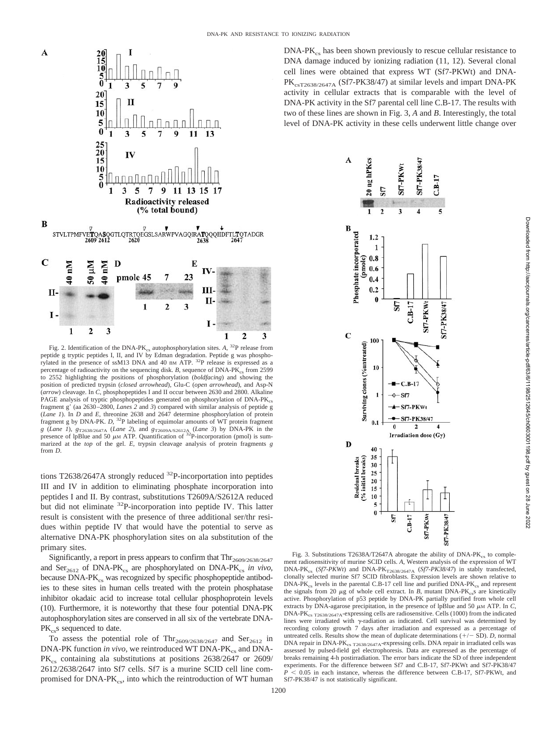Fig. 2. Identification of the DNA-PK$_{cs}$ autophosphorylation sites. *A*, $^{32}$P release from peptide g tryptic peptides I, II, and IV by Edman degradation. Peptide g was phosphorylated in the presence of ssM13 DNA and 40 nM ATP. $^{32}$P release is expressed as a percentage of radioactivity on the sequencing disk. *B*, sequence of DNA-PK$_{cs}$ from 2599 to 2552 highlighting the positions of phosphorylation (*boldfacing*) and showing the position of predicted trypsin (*closed arrowhead*), Glu-C (*open arrowhead*), and Asp-N (*arrow*) cleavage. In *C*, phosphopeptides I and II occur between 2630 and 2800. Alkaline PAGE analysis of tryptic phosphopeptides generated on phosphorylation of DNA-PK$_{cs}$ fragment g′ (aa 2630–2800, *Lanes 2* and *3*) compared with similar analysis of peptide g (*Lane 1*). In *D* and *E*, threonine 2638 and 2647 determine phosphorylation of protein fragment g by DNA-PK. *D*, $^{32}$P labeling of equimolar amounts of WT protein fragment *g* (*Lane 1*), $g_{T2638/2647A}$ (*Lane 2*), and $g_{T2609A/S2612A}$ (*Lane 3*) by DNA-PK in the presence of lpBlue and 50 μM ATP. Quantification of $^{32}$P-incorporation (pmol) is summarized at the *top* of the gel. *E*, trypsin cleavage analysis of protein fragments *g* from *D*.

tions T2638/2647A strongly reduced $^{32}$P-incorportation into peptides III and IV in addition to eliminating phosphate incorporation into peptides I and II. By contrast, substitutions T2609A/S2612A reduced but did not eliminate $^{32}$P-incorporation into peptide IV. This latter result is consistent with the presence of three additional ser/thr residues within peptide IV that would have the potential to serve as alternative DNA-PK phosphorylation sites on ala substitution of the primary sites.

Significantly, a report in press appears to confirm that $Thr_{2609/2638/2647}$ and $Ser_{2612}$ of DNA-PK$_{cs}$ are phosphorylated on DNA-PK$_{cs}$ *in vivo*, because DNA-PK$_{cs}$ was recognized by specific phosphopeptide antibodies to these sites in human cells treated with the protein phosphatase inhibitor okadaic acid to increase total cellular phosphoprotein levels (10). Furthermore, it is noteworthy that these four potential DNA-PK autophosphorylation sites are conserved in all six of the vertebrate DNA-PK$_{cs}$s sequenced to date.

To assess the potential role of $Thr_{2609/2638/2647}$ and $Ser_{2612}$ in DNA-PK function *in vivo*, we reintroduced WT DNA-PK$_{cs}$ and DNA-PK$_{cs}$ containing ala substitutions at positions 2638/2647 or 2609/2612/2638/2647 into Sf7 cells. Sf7 is a murine SCID cell line compromised for DNA-PK$_{cs}$, into which the reintroduction of WT human DNA-PK$_{cs}$ has been shown previously to rescue cellular resistance to DNA damage induced by ionizing radiation (11, 12). Several clonal cell lines were obtained that express WT (Sf7-PKWt) and DNA-PK$_{csT2638/2647A}$ (Sf7-PK38/47) at similar levels and impart DNA-PK activity in cellular extracts that is comparable with the level of DNA-PK activity in the Sf7 parental cell line C.B-17. The results with two of these lines are shown in Fig. 3, *A* and *B*. Interestingly, the total level of DNA-PK activity in these cells underwent little change over

Fig. 3. Substitutions T2638A/T2647A abrogate the ability of DNA-PK$_{cs}$ to complement radiosensitivity of murine SCID cells. *A*, Western analysis of the expression of WT DNA-PK$_{cs}$ (*Sf7-PKWt*) and DNA-PK$_{T2638/2647A}$ (*Sf7-PK38/47*) in stably transfected, clonally selected murine Sf7 SCID fibroblasts. Expression levels are shown relative to DNA-PK$_{cs}$ levels in the parental C.B-17 cell line and purified DNA-PK$_{cs}$ and represent the signals from 20 μg of whole cell extract. In *B*, mutant DNA-PK$_{cs}$s are kinetically active. Phosphorylation of p53 peptide by DNA-PK partially purified from whole cell extracts by DNA-agarose precipitation, in the presence of lpBlue and 50 μM ATP. In *C*, DNA-PK$_{cs\ T2638/2647A}$-expressing cells are radiosensitive. Cells (1000) from the indicated lines were irradiated with γ-radiation as indicated. Cell survival was determined by recording colony growth 7 days after irradiation and expressed as a percentage of untreated cells. Results show the mean of duplicate determinations (+/− SD). *D*, normal DNA repair in DNA-PK$_{cs\ T2638/2647A}$-expressing cells. DNA repair in irradiated cells was assessed by pulsed-field gel electrophoresis. Data are expressed as the percentage of breaks remaining 4-h postirradiation. The error bars indicate the SD of three independent experiments. For the difference between Sf7 and C.B-17, Sf7-PKWt and Sf7-PK38/47 $P < 0.05$ in each instance, whereas the difference between C.B-17, Sf7-PKWt, and Sf7-PK38/47 is not statistically significant.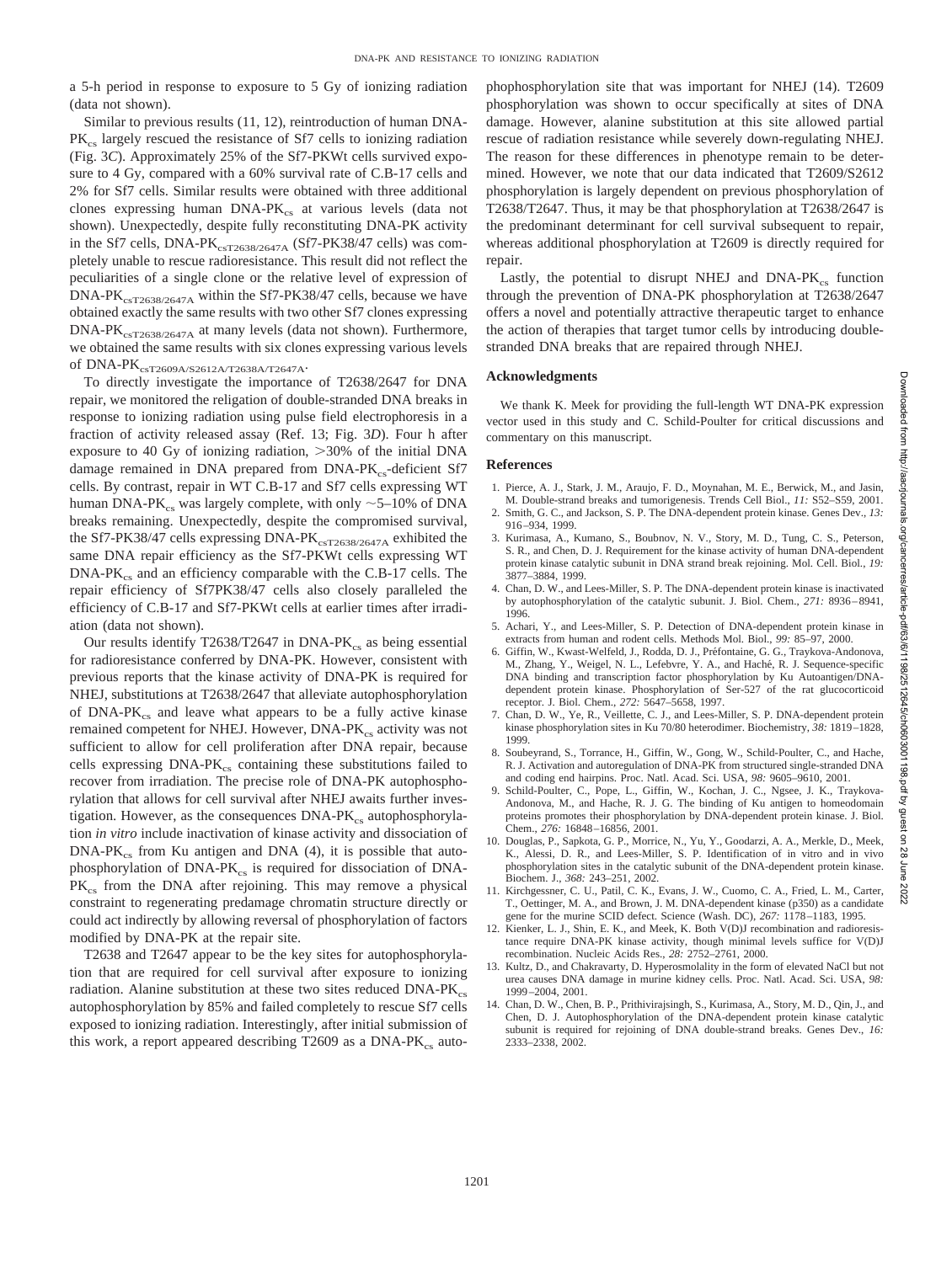a 5-h period in response to exposure to 5 Gy of ionizing radiation (data not shown).

Similar to previous results (11, 12), reintroduction of human DNA-$PK_{cs}$ largely rescued the resistance of Sf7 cells to ionizing radiation (Fig. 3*C*). Approximately 25% of the Sf7-PKWt cells survived exposure to 4 Gy, compared with a 60% survival rate of C.B-17 cells and 2% for Sf7 cells. Similar results were obtained with three additional clones expressing human DNA-$PK_{cs}$ at various levels (data not shown). Unexpectedly, despite fully reconstituting DNA-PK activity in the Sf7 cells, DNA-$PK_{csT2638/2647A}$ (Sf7-PK38/47 cells) was completely unable to rescue radioresistance. This result did not reflect the peculiarities of a single clone or the relative level of expression of DNA-$PK_{csT2638/2647A}$ within the Sf7-PK38/47 cells, because we have obtained exactly the same results with two other Sf7 clones expressing DNA-$PK_{csT2638/2647A}$ at many levels (data not shown). Furthermore, we obtained the same results with six clones expressing various levels of DNA-$PK_{csT2609A/S2612A/T2638A/T2647A}$.

To directly investigate the importance of T2638/2647 for DNA repair, we monitored the religation of double-stranded DNA breaks in response to ionizing radiation using pulse field electrophoresis in a fraction of activity released assay (Ref. 13; Fig. 3*D*). Four h after exposure to 40 Gy of ionizing radiation, >30% of the initial DNA damage remained in DNA prepared from DNA-$PK_{cs}$-deficient Sf7 cells. By contrast, repair in WT C.B-17 and Sf7 cells expressing WT human DNA-$PK_{cs}$ was largely complete, with only ~5–10% of DNA breaks remaining. Unexpectedly, despite the compromised survival, the Sf7-PK38/47 cells expressing DNA-$PK_{csT2638/2647A}$ exhibited the same DNA repair efficiency as the Sf7-PKWt cells expressing WT DNA-$PK_{cs}$ and an efficiency comparable with the C.B-17 cells. The repair efficiency of Sf7PK38/47 cells also closely paralleled the efficiency of C.B-17 and Sf7-PKWt cells at earlier times after irradiation (data not shown).

Our results identify T2638/T2647 in DNA-$PK_{cs}$ as being essential for radioresistance conferred by DNA-PK. However, consistent with previous reports that the kinase activity of DNA-PK is required for NHEJ, substitutions at T2638/2647 that alleviate autophosphorylation of DNA-$PK_{cs}$ and leave what appears to be a fully active kinase remained competent for NHEJ. However, DNA-$PK_{cs}$ activity was not sufficient to allow for cell proliferation after DNA repair, because cells expressing DNA-$PK_{cs}$ containing these substitutions failed to recover from irradiation. The precise role of DNA-PK autophosphorylation that allows for cell survival after NHEJ awaits further investigation. However, as the consequences DNA-$PK_{cs}$ autophosphorylation *in vitro* include inactivation of kinase activity and dissociation of DNA-$PK_{cs}$ from Ku antigen and DNA (4), it is possible that autophosphorylation of DNA-$PK_{cs}$ is required for dissociation of DNA-$PK_{cs}$ from the DNA after rejoining. This may remove a physical constraint to regenerating predamage chromatin structure directly or could act indirectly by allowing reversal of phosphorylation of factors modified by DNA-PK at the repair site.

T2638 and T2647 appear to be the key sites for autophosphorylation that are required for cell survival after exposure to ionizing radiation. Alanine substitution at these two sites reduced DNA-$PK_{cs}$ autophosphorylation by 85% and failed completely to rescue Sf7 cells exposed to ionizing radiation. Interestingly, after initial submission of this work, a report appeared describing T2609 as a DNA-$PK_{cs}$ autophosphorylation site that was important for NHEJ (14). T2609 phosphorylation was shown to occur specifically at sites of DNA damage. However, alanine substitution at this site allowed partial rescue of radiation resistance while severely down-regulating NHEJ. The reason for these differences in phenotype remain to be determined. However, we note that our data indicated that T2609/S2612 phosphorylation is largely dependent on previous phosphorylation of T2638/T2647. Thus, it may be that phosphorylation at T2638/2647 is the predominant determinant for cell survival subsequent to repair, whereas additional phosphorylation at T2609 is directly required for repair.

Lastly, the potential to disrupt NHEJ and DNA-$PK_{cs}$ function through the prevention of DNA-PK phosphorylation at T2638/2647 offers a novel and potentially attractive therapeutic target to enhance the action of therapies that target tumor cells by introducing double-stranded DNA breaks that are repaired through NHEJ.

## Acknowledgments

We thank K. Meek for providing the full-length WT DNA-PK expression vector used in this study and C. Schild-Poulter for critical discussions and commentary on this manuscript.

## References

1. Pierce, A. J., Stark, J. M., Araujo, F. D., Moynahan, M. E., Berwick, M., and Jasin, M. Double-strand breaks and tumorigenesis. Trends Cell Biol., *11:* S52–S59, 2001.
2. Smith, G. C., and Jackson, S. P. The DNA-dependent protein kinase. Genes Dev., *13:* 916–934, 1999.
3. Kurimasa, A., Kumano, S., Boubnov, N. V., Story, M. D., Tung, C. S., Peterson, S. R., and Chen, D. J. Requirement for the kinase activity of human DNA-dependent protein kinase catalytic subunit in DNA strand break rejoining. Mol. Cell. Biol., *19:* 3877–3884, 1999.
4. Chan, D. W., and Lees-Miller, S. P. The DNA-dependent protein kinase is inactivated by autophosphorylation of the catalytic subunit. J. Biol. Chem., *271:* 8936–8941, 1996.
5. Achari, Y., and Lees-Miller, S. P. Detection of DNA-dependent protein kinase in extracts from human and rodent cells. Methods Mol. Biol., *99:* 85–97, 2000.
6. Giffin, W., Kwast-Welfeld, J., Rodda, D. J., Préfontaine, G. G., Traykova-Andonova, M., Zhang, Y., Weigel, N. L., Lefebvre, Y. A., and Haché, R. J. Sequence-specific DNA binding and transcription factor phosphorylation by Ku Autoantigen/DNA-dependent protein kinase. Phosphorylation of Ser-527 of the rat glucocorticoid receptor. J. Biol. Chem., *272:* 5647–5658, 1997.
7. Chan, D. W., Ye, R., Veillette, C. J., and Lees-Miller, S. P. DNA-dependent protein kinase phosphorylation sites in Ku 70/80 heterodimer. Biochemistry, *38:* 1819–1828, 1999.
8. Soubeyrand, S., Torrance, H., Giffin, W., Gong, W., Schild-Poulter, C., and Hache, R. J. Activation and autoregulation of DNA-PK from structured single-stranded DNA and coding end hairpins. Proc. Natl. Acad. Sci. USA, *98:* 9605–9610, 2001.
9. Schild-Poulter, C., Pope, L., Giffin, W., Kochan, J. C., Ngsee, J. K., Traykova-Andonova, M., and Hache, R. J. G. The binding of Ku antigen to homeodomain proteins promotes their phosphorylation by DNA-dependent protein kinase. J. Biol. Chem., *276:* 16848–16856, 2001.
10. Douglas, P., Sapkota, G. P., Morrice, N., Yu, Y., Goodarzi, A. A., Merkle, D., Meek, K., Alessi, D. R., and Lees-Miller, S. P. Identification of in vitro and in vivo phosphorylation sites in the catalytic subunit of the DNA-dependent protein kinase. Biochem. J., *368:* 243–251, 2002.
11. Kirchgessner, C. U., Patil, C. K., Evans, J. W., Cuomo, C. A., Fried, L. M., Carter, T., Oettinger, M. A., and Brown, J. M. DNA-dependent kinase (p350) as a candidate gene for the murine SCID defect. Science (Wash. DC), *267:* 1178–1183, 1995.
12. Kienker, L. J., Shin, E. K., and Meek, K. Both V(D)J recombination and radioresistance require DNA-PK kinase activity, though minimal levels suffice for V(D)J recombination. Nucleic Acids Res., *28:* 2752–2761, 2000.
13. Kultz, D., and Chakravarty, D. Hyperosmolality in the form of elevated NaCl but not urea causes DNA damage in murine kidney cells. Proc. Natl. Acad. Sci. USA, *98:* 1999–2004, 2001.
14. Chan, D. W., Chen, B. P., Prithivirajsingh, S., Kurimasa, A., Story, M. D., Qin, J., and Chen, D. J. Autophosphorylation of the DNA-dependent protein kinase catalytic subunit is required for rejoining of DNA double-strand breaks. Genes Dev., *16:* 2333–2338, 2002.